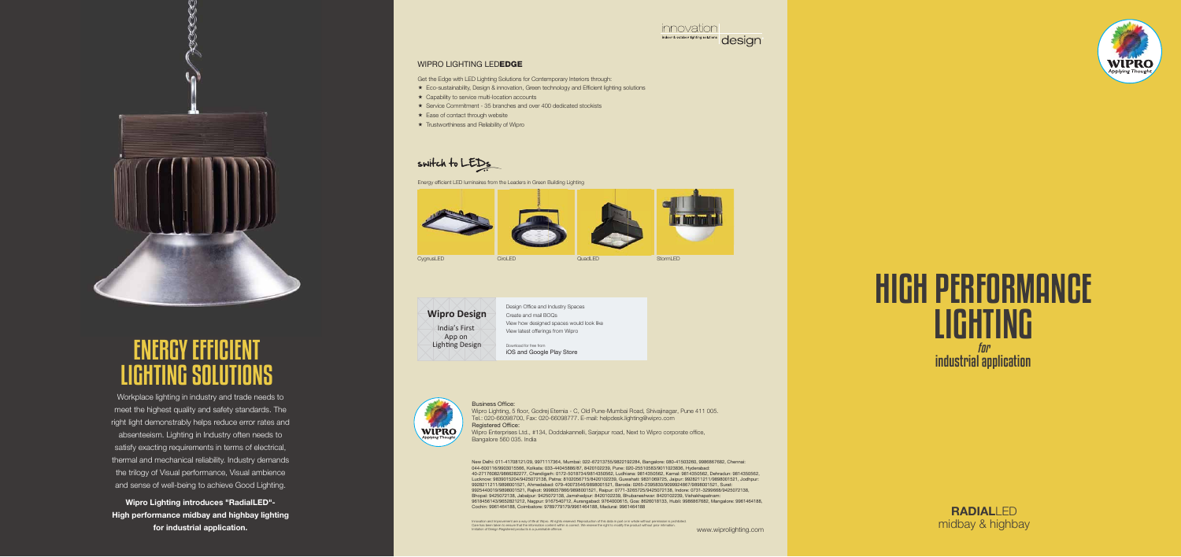# ENERGY EFFICIENT LIGHTING SOLUTIONS

Workplace lighting in industry and trade needs to meet the highest quality and safety standards. The right light demonstrably helps reduce error rates and absenteeism. Lighting in Industry often needs to satisfy exacting requirements in terms of electrical, thermal and mechanical reliability. Industry demands the trilogy of Visual performance, Visual ambience and sense of well-being to achieve Good Lighting.

**Wipro Lighting introduces "RadialLED"- High performance midbay and highbay lighting for industrial application.**

innovation | indoor & outdoor lighting solutions | design

## WIPRO LIGHTING LED**EDGE**

Get the Edge with LED Lighting Solutions for Contemporary Interiors through:

- ★ Eco-sustainability, Design & innovation, Green technology and Efficient lighting solutions
- ★ Capability to service multi-location accounts
- ★ Service Commitment - 35 branches and over 400 dedicated stockists
- ★ Ease of contact through website
- ★ Trustworthiness and Reliability of Wipro

## switch to LEDs

Energy efficient LED luminaires from the Leaders in Green Building Lighting

CygnusLED CiroLED QuadLED StormLED

**Wipro Design**
India's First App on Lighting Design

Design Office and Industry Spaces
Create and mail BOQs
View how designed spaces would look like
View latest offerings from Wipro

Download for free from
iOS and Google Play Store

Business Office:
Wipro Lighting, 5 floor, Godrej Eternia - C, Old Pune-Mumbai Road, Shivajinagar, Pune 411 005.
Tel.: 020-66098700, Fax: 020-66098777. E-mail: helpdesk.lighting@wipro.com
Registered Office:
Wipro Enterprises Ltd., #134, Doddakannelli, Sarjapur road, Next to Wipro corporate office, Bangalore 560 035. India

New Delhi: 011-41708121/29, 9971117364, Mumbai: 022-67213755/9822192284, Bangalore: 080-41503260, 9986867682, Chennai: 044-6001 16/9900815866, Kolkata: 033-44045886/87, 8420102239, Pune: 020-25510583/9011023836, Hyderabad: 40-27176082/9866282277, Chandigarh: 0172-5018734/9814350562, Ludhiana: 9814350562, Karnal: 9814350562, Dehradun: 9814350562, Lucknow: 9839015204/9425072138, Patna: 8102056715/8420102239, Guwahati: 9831069725, Jaipur: 9928211211/9898001521, Jodhpur: 9928211211/9898001521, Ahmedabad: 079-40073546/9898001521, Baroda: 0265-2305830/9099924867/9898001521, Surat: 9925440019/9898001521, Rajkot: 9998057866/9898001521, Raipur: 0771-3265725/9425072138, Indore: 0731-3299608/9425072138, Bhopal: 9425072138, Jabalpur: 9425072138, Jamshedpur: 8420102239, Bhubaneshwar: 8420102239, Vishakhapatnam: 9618456143/9652821212, Nagpur: 9167540712, Aurangabad: 9764000615, Goa: 8626018133, Hubli: 9986867682, Mangalore: 9961464188, Cochin: 9961464188, Coimbatore: 9789779179/9961464188, Madurai: 9961464188

Innovation and Improvement are a way of life at Wipro. All rights reserved. Reproduction of this data in part or in whole without permission is prohibited. Care has been taken to ensure that the information content within is correct. We reserve the right to modify the product without prior intimation. Imitation of Design Registered products is a punishable offence.

www.wiprolighting.com

WIPRO Applying Thought

# HIGH PERFORMANCE LIGHTING

*for* industrial application

**RADIAL**LED
midbay & highbay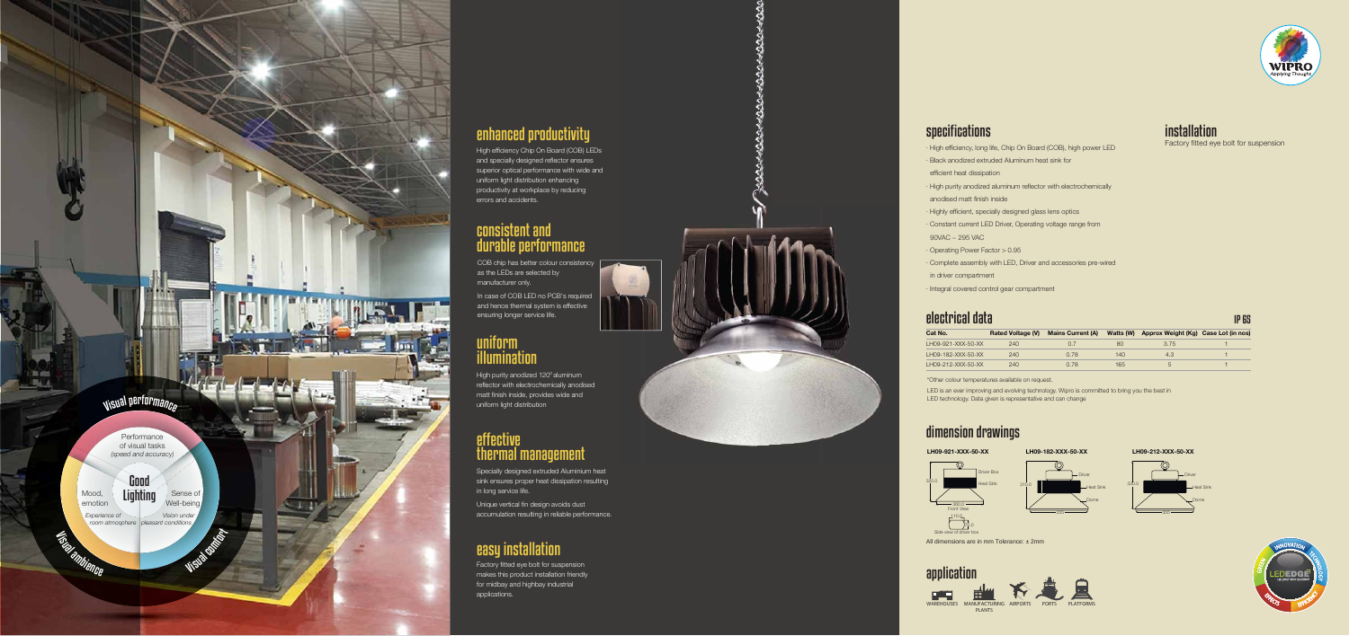## enhanced productivity

High efficiency Chip On Board (COB) LEDs and specially designed reflector ensures superior optical performance with wide and uniform light distribution enhancing productivity at workplace by reducing errors and accidents.

## consistent and durable performance

COB chip has better colour consistency as the LEDs are selected by manufacturer only.

In case of COB LED no PCB's required and hence thermal system is effective ensuring longer service life.

## uniform illumination

High purity anodized 120° aluminum reflector with electrochemically anodised matt finish inside, provides wide and uniform light distribution

## effective thermal management

Specially designed extruded Aluminium heat sink ensures proper heat dissipation resulting in long service life.

Unique vertical fin design avoids dust accumulation resulting in reliable performance.

## easy installation

Factory fitted eye bolt for suspension makes this product installation friendly for midbay and highbay industrial applications.

## specifications

- High efficiency, long life, Chip On Board (COB), high power LED
- Black anodized extruded Aluminum heat sink for efficient heat dissipation
- High purity anodized aluminum reflector with electrochemically anodised matt finish inside
- Highly efficient, specially designed glass lens optics
- Constant current LED Driver, Operating voltage range from 90VAC ~ 295 VAC
- Operating Power Factor > 0.95
- Complete assembly with LED, Driver and accessories pre-wired in driver compartment
- Integral covered control gear compartment

## installation

Factory fitted eye bolt for suspension

## electrical data

IP 65

| Cat No. | Rated Voltage (V) | Mains Current (A) | Watts (W) | Approx Weight (Kg) | Case Lot (in nos) |
| --- | --- | --- | --- | --- | --- |
| LH09-921-XXX-50-XX | 240 | 0.7 | 80 | 3.75 | 1 |
| LH09-182-XXX-50-XX | 240 | 0.78 | 140 | 4.3 | 1 |
| LH09-212-XXX-50-XX | 240 | 0.78 | 165 | 5 | 1 |

*Other colour temperatures available on request.

LED is an ever improving and evolving technology. Wipro is committed to bring you the best in LED technology. Data given is representative and can change

## dimension drawings

LH09-921-XXX-50-XX

LH09-182-XXX-50-XX

LH09-212-XXX-50-XX

All dimensions are in mm Tolerance: ± 2mm

## application

WAREHOUSES MANUFACTURING PLANTS AIRPORTS PORTS PLATFORMS